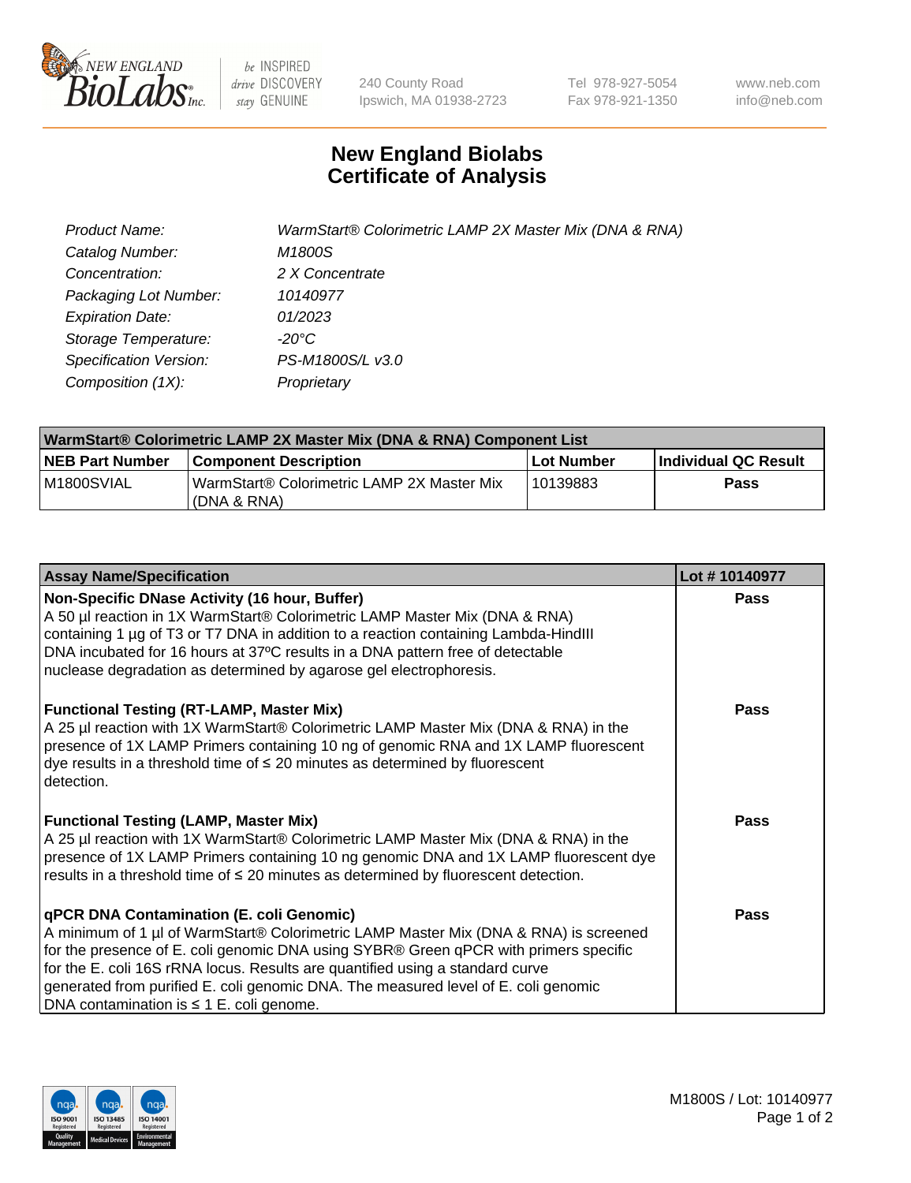New England Biolabs, 240 County Road, Ipswich, MA 01938-2723 | Tel 978-927-5054 | Fax 978-921-1350 | www.neb.com | info@neb.com

# New England Biolabs
# Certificate of Analysis

| | |
|---|---|
| *Product Name:* | *WarmStart® Colorimetric LAMP 2X Master Mix (DNA & RNA)* |
| *Catalog Number:* | *M1800S* |
| *Concentration:* | *2 X Concentrate* |
| *Packaging Lot Number:* | *10140977* |
| *Expiration Date:* | *01/2023* |
| *Storage Temperature:* | *-20°C* |
| *Specification Version:* | *PS-M1800S/L v3.0* |
| *Composition (1X):* | *Proprietary* |

**WarmStart® Colorimetric LAMP 2X Master Mix (DNA & RNA) Component List**

| NEB Part Number | Component Description | Lot Number | Individual QC Result |
|---|---|---|---|
| M1800SVIAL | WarmStart® Colorimetric LAMP 2X Master Mix (DNA & RNA) | 10139883 | Pass |

| Assay Name/Specification | Lot # 10140977 |
|---|---|
| **Non-Specific DNase Activity (16 hour, Buffer)** A 50 µl reaction in 1X WarmStart® Colorimetric LAMP Master Mix (DNA & RNA) containing 1 µg of T3 or T7 DNA in addition to a reaction containing Lambda-HindIII DNA incubated for 16 hours at 37ºC results in a DNA pattern free of detectable nuclease degradation as determined by agarose gel electrophoresis. | Pass |
| **Functional Testing (RT-LAMP, Master Mix)** A 25 µl reaction with 1X WarmStart® Colorimetric LAMP Master Mix (DNA & RNA) in the presence of 1X LAMP Primers containing 10 ng of genomic RNA and 1X LAMP fluorescent dye results in a threshold time of ≤ 20 minutes as determined by fluorescent detection. | Pass |
| **Functional Testing (LAMP, Master Mix)** A 25 µl reaction with 1X WarmStart® Colorimetric LAMP Master Mix (DNA & RNA) in the presence of 1X LAMP Primers containing 10 ng genomic DNA and 1X LAMP fluorescent dye results in a threshold time of ≤ 20 minutes as determined by fluorescent detection. | Pass |
| **qPCR DNA Contamination (E. coli Genomic)** A minimum of 1 µl of WarmStart® Colorimetric LAMP Master Mix (DNA & RNA) is screened for the presence of E. coli genomic DNA using SYBR® Green qPCR with primers specific for the E. coli 16S rRNA locus. Results are quantified using a standard curve generated from purified E. coli genomic DNA. The measured level of E. coli genomic DNA contamination is ≤ 1 E. coli genome. | Pass |

M1800S / Lot: 10140977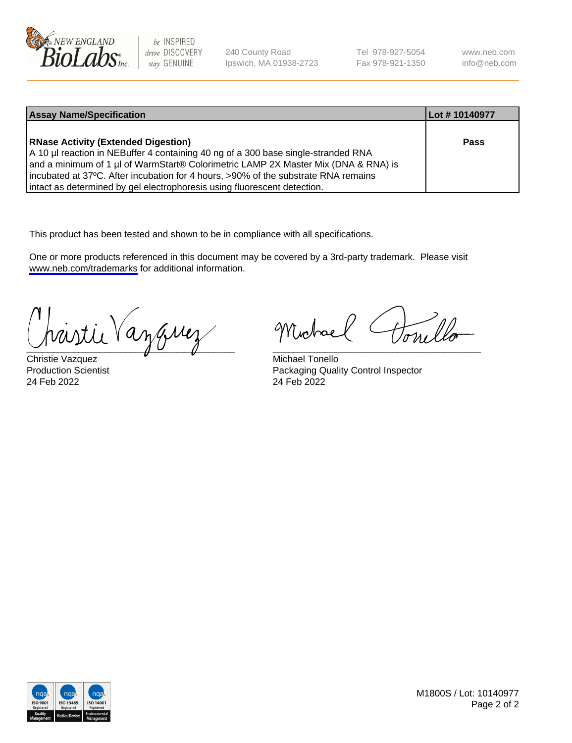| Assay Name/Specification | Lot # 10140977 |
| --- | --- |
| **RNase Activity (Extended Digestion)**<br>A 10 µl reaction in NEBuffer 4 containing 40 ng of a 300 base single-stranded RNA and a minimum of 1 µl of WarmStart® Colorimetric LAMP 2X Master Mix (DNA & RNA) is incubated at 37ºC. After incubation for 4 hours, >90% of the substrate RNA remains intact as determined by gel electrophoresis using fluorescent detection. | **Pass** |

This product has been tested and shown to be in compliance with all specifications.

One or more products referenced in this document may be covered by a 3rd-party trademark. Please visit www.neb.com/trademarks for additional information.

Christie Vazquez
Production Scientist
24 Feb 2022

Michael Tonello
Packaging Quality Control Inspector
24 Feb 2022

M1800S / Lot: 10140977